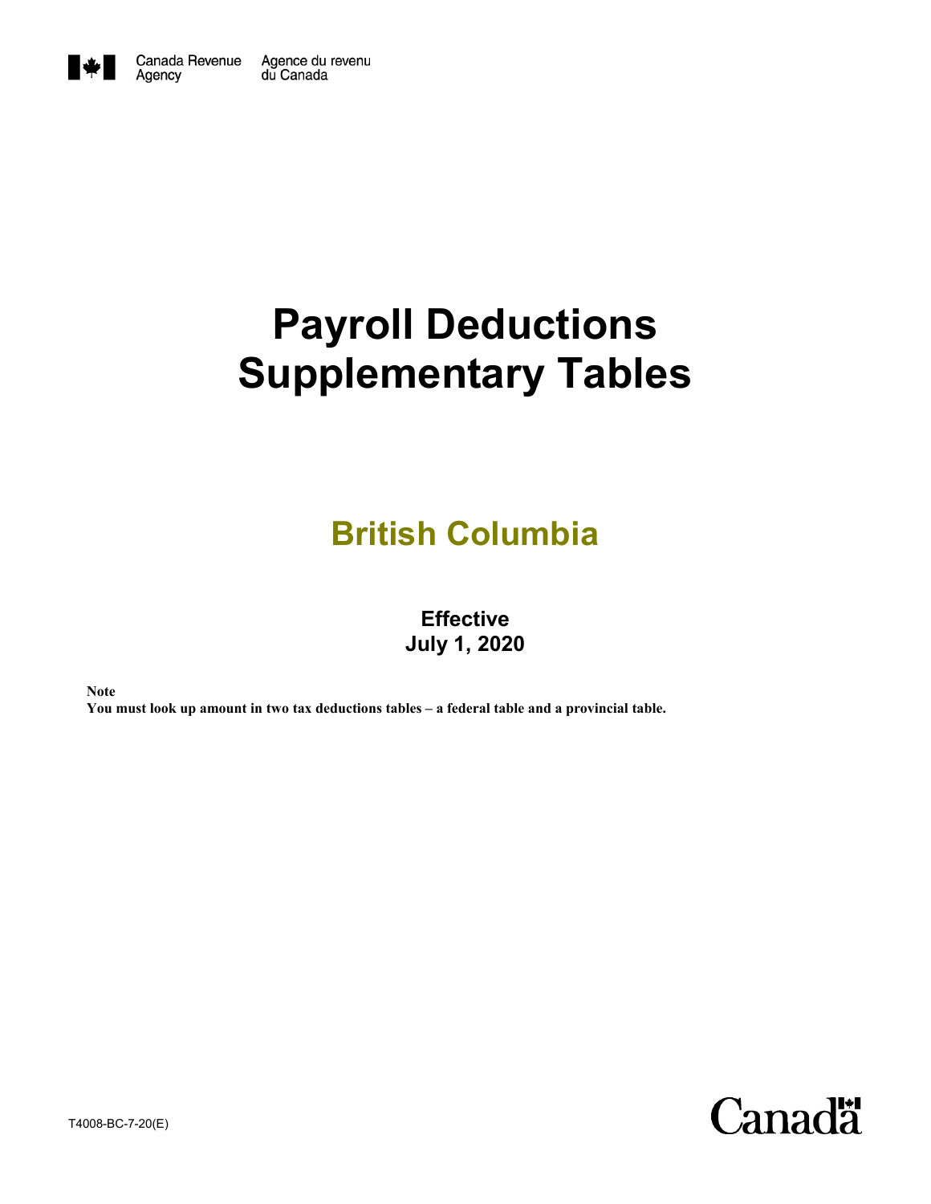Canada Revenue Agency    Agence du revenu du Canada

# Payroll Deductions Supplementary Tables

## British Columbia

**Effective**
**July 1, 2020**

**Note**
**You must look up amount in two tax deductions tables – a federal table and a provincial table.**

T4008-BC-7-20(E)

Canada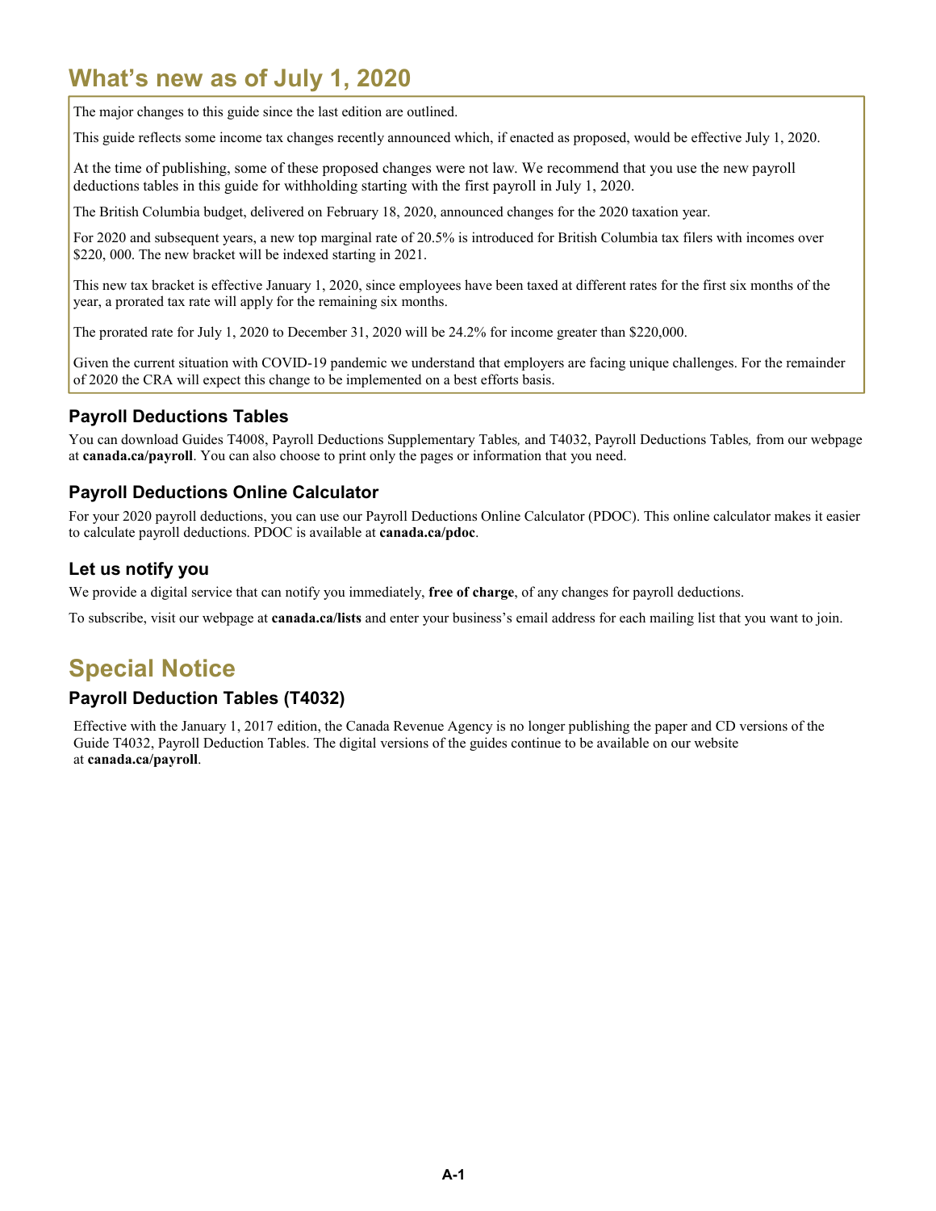# What's new as of July 1, 2020

The major changes to this guide since the last edition are outlined.

This guide reflects some income tax changes recently announced which, if enacted as proposed, would be effective July 1, 2020.

At the time of publishing, some of these proposed changes were not law. We recommend that you use the new payroll deductions tables in this guide for withholding starting with the first payroll in July 1, 2020.

The British Columbia budget, delivered on February 18, 2020, announced changes for the 2020 taxation year.

For 2020 and subsequent years, a new top marginal rate of 20.5% is introduced for British Columbia tax filers with incomes over $220, 000. The new bracket will be indexed starting in 2021.

This new tax bracket is effective January 1, 2020, since employees have been taxed at different rates for the first six months of the year, a prorated tax rate will apply for the remaining six months.

The prorated rate for July 1, 2020 to December 31, 2020 will be 24.2% for income greater than $220,000.

Given the current situation with COVID-19 pandemic we understand that employers are facing unique challenges. For the remainder of 2020 the CRA will expect this change to be implemented on a best efforts basis.

### Payroll Deductions Tables

You can download Guides T4008, Payroll Deductions Supplementary Tables*,* and T4032, Payroll Deductions Tables*,* from our webpage at **canada.ca/payroll**. You can also choose to print only the pages or information that you need.

### Payroll Deductions Online Calculator

For your 2020 payroll deductions, you can use our Payroll Deductions Online Calculator (PDOC). This online calculator makes it easier to calculate payroll deductions. PDOC is available at **canada.ca/pdoc**.

### Let us notify you

We provide a digital service that can notify you immediately, **free of charge**, of any changes for payroll deductions.

To subscribe, visit our webpage at **canada.ca/lists** and enter your business's email address for each mailing list that you want to join.

# Special Notice

### Payroll Deduction Tables (T4032)

Effective with the January 1, 2017 edition, the Canada Revenue Agency is no longer publishing the paper and CD versions of the Guide T4032, Payroll Deduction Tables. The digital versions of the guides continue to be available on our website at **canada.ca/payroll**.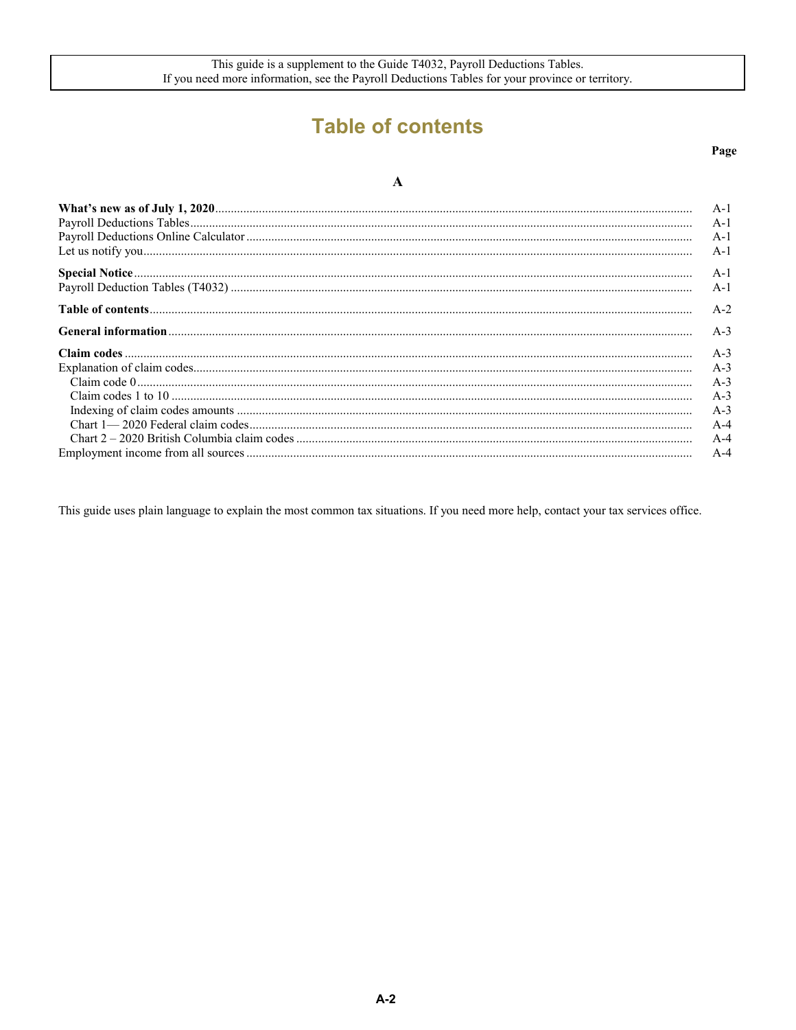This guide is a supplement to the Guide T4032, Payroll Deductions Tables.
If you need more information, see the Payroll Deductions Tables for your province or territory.

# Table of contents

| | Page |
|---|---|
| **A** | |
| **What's new as of July 1, 2020** | A-1 |
| Payroll Deductions Tables | A-1 |
| Payroll Deductions Online Calculator | A-1 |
| Let us notify you | A-1 |
| **Special Notice** | A-1 |
| Payroll Deduction Tables (T4032) | A-1 |
| **Table of contents** | A-2 |
| **General information** | A-3 |
| **Claim codes** | A-3 |
| Explanation of claim codes | A-3 |
| Claim code 0 | A-3 |
| Claim codes 1 to 10 | A-3 |
| Indexing of claim codes amounts | A-3 |
| Chart 1— 2020 Federal claim codes | A-4 |
| Chart 2 – 2020 British Columbia claim codes | A-4 |
| Employment income from all sources | A-4 |

This guide uses plain language to explain the most common tax situations. If you need more help, contact your tax services office.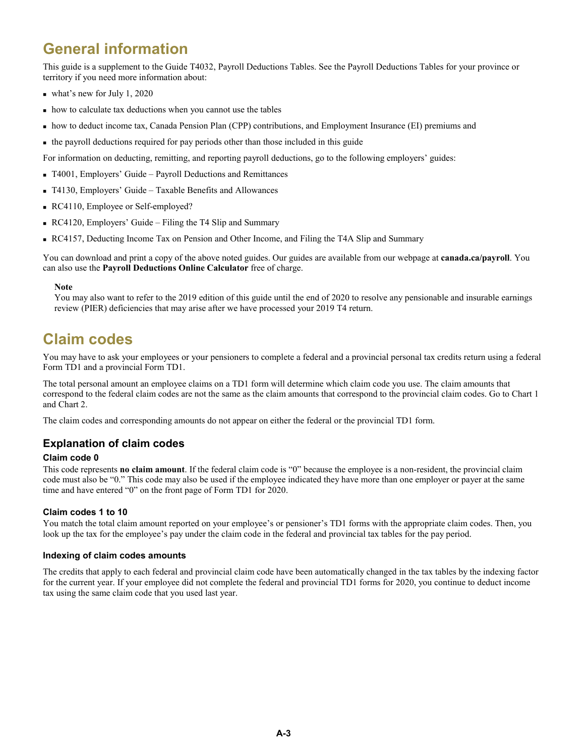# General information

This guide is a supplement to the Guide T4032, Payroll Deductions Tables. See the Payroll Deductions Tables for your province or territory if you need more information about:

- what's new for July 1, 2020
- how to calculate tax deductions when you cannot use the tables
- how to deduct income tax, Canada Pension Plan (CPP) contributions, and Employment Insurance (EI) premiums and
- the payroll deductions required for pay periods other than those included in this guide

For information on deducting, remitting, and reporting payroll deductions, go to the following employers' guides:

- T4001, Employers' Guide – Payroll Deductions and Remittances
- T4130, Employers' Guide – Taxable Benefits and Allowances
- RC4110, Employee or Self-employed?
- RC4120, Employers' Guide – Filing the T4 Slip and Summary
- RC4157, Deducting Income Tax on Pension and Other Income, and Filing the T4A Slip and Summary

You can download and print a copy of the above noted guides. Our guides are available from our webpage at **canada.ca/payroll**. You can also use the **Payroll Deductions Online Calculator** free of charge.

> **Note**
> You may also want to refer to the 2019 edition of this guide until the end of 2020 to resolve any pensionable and insurable earnings review (PIER) deficiencies that may arise after we have processed your 2019 T4 return.

# Claim codes

You may have to ask your employees or your pensioners to complete a federal and a provincial personal tax credits return using a federal Form TD1 and a provincial Form TD1.

The total personal amount an employee claims on a TD1 form will determine which claim code you use. The claim amounts that correspond to the federal claim codes are not the same as the claim amounts that correspond to the provincial claim codes. Go to Chart 1 and Chart 2.

The claim codes and corresponding amounts do not appear on either the federal or the provincial TD1 form.

## Explanation of claim codes

### Claim code 0

This code represents **no claim amount**. If the federal claim code is "0" because the employee is a non-resident, the provincial claim code must also be "0." This code may also be used if the employee indicated they have more than one employer or payer at the same time and have entered "0" on the front page of Form TD1 for 2020.

### Claim codes 1 to 10

You match the total claim amount reported on your employee's or pensioner's TD1 forms with the appropriate claim codes. Then, you look up the tax for the employee's pay under the claim code in the federal and provincial tax tables for the pay period.

### Indexing of claim codes amounts

The credits that apply to each federal and provincial claim code have been automatically changed in the tax tables by the indexing factor for the current year. If your employee did not complete the federal and provincial TD1 forms for 2020, you continue to deduct income tax using the same claim code that you used last year.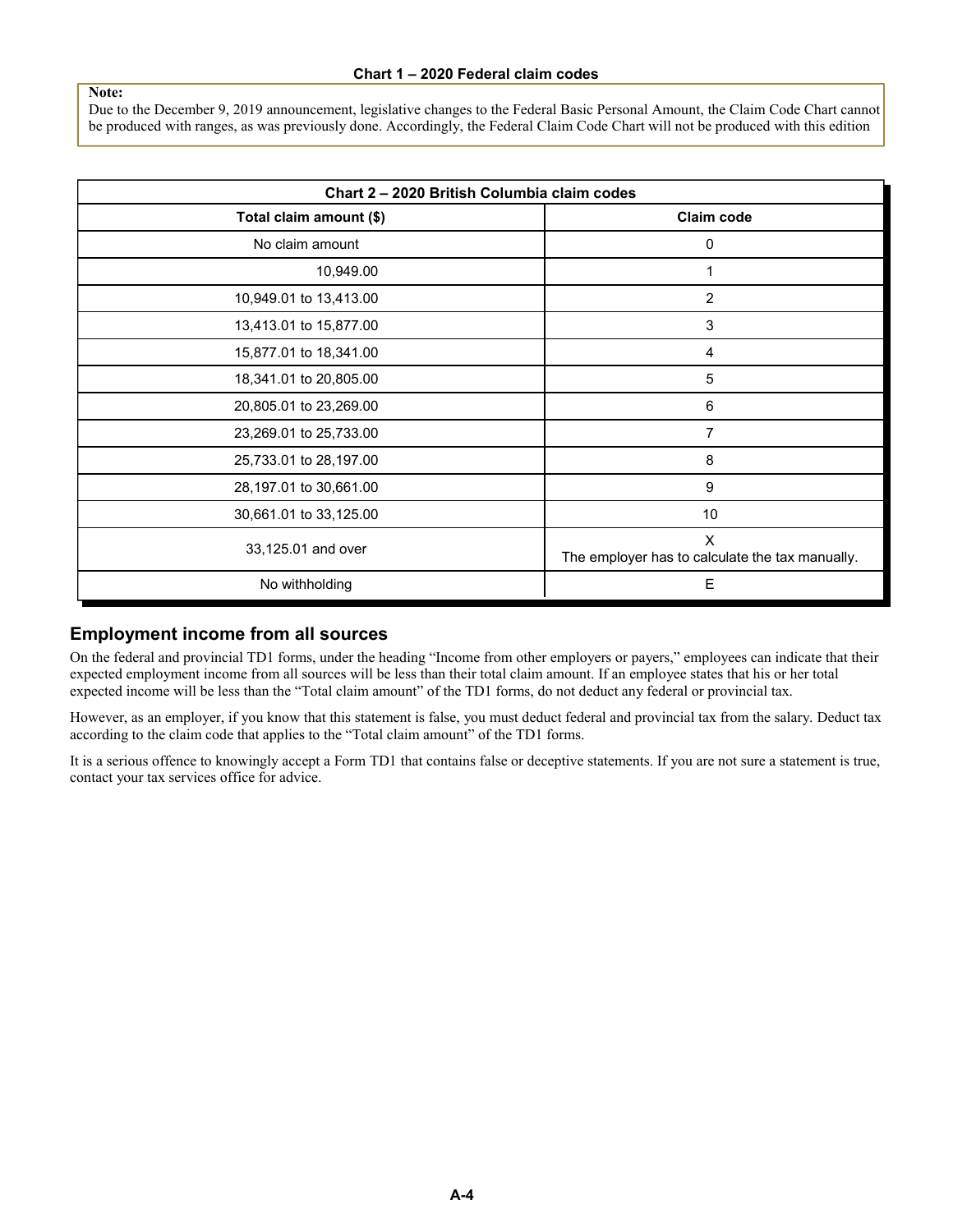**Chart 1 – 2020 Federal claim codes**

**Note:**
Due to the December 9, 2019 announcement, legislative changes to the Federal Basic Personal Amount, the Claim Code Chart cannot be produced with ranges, as was previously done. Accordingly, the Federal Claim Code Chart will not be produced with this edition

| Chart 2 – 2020 British Columbia claim codes | |
|---|---|
| **Total claim amount ($)** | **Claim code** |
| No claim amount | 0 |
| 10,949.00 | 1 |
| 10,949.01 to 13,413.00 | 2 |
| 13,413.01 to 15,877.00 | 3 |
| 15,877.01 to 18,341.00 | 4 |
| 18,341.01 to 20,805.00 | 5 |
| 20,805.01 to 23,269.00 | 6 |
| 23,269.01 to 25,733.00 | 7 |
| 25,733.01 to 28,197.00 | 8 |
| 28,197.01 to 30,661.00 | 9 |
| 30,661.01 to 33,125.00 | 10 |
| 33,125.01 and over | X<br>The employer has to calculate the tax manually. |
| No withholding | E |

## Employment income from all sources

On the federal and provincial TD1 forms, under the heading "Income from other employers or payers," employees can indicate that their expected employment income from all sources will be less than their total claim amount. If an employee states that his or her total expected income will be less than the "Total claim amount" of the TD1 forms, do not deduct any federal or provincial tax.

However, as an employer, if you know that this statement is false, you must deduct federal and provincial tax from the salary. Deduct tax according to the claim code that applies to the "Total claim amount" of the TD1 forms.

It is a serious offence to knowingly accept a Form TD1 that contains false or deceptive statements. If you are not sure a statement is true, contact your tax services office for advice.